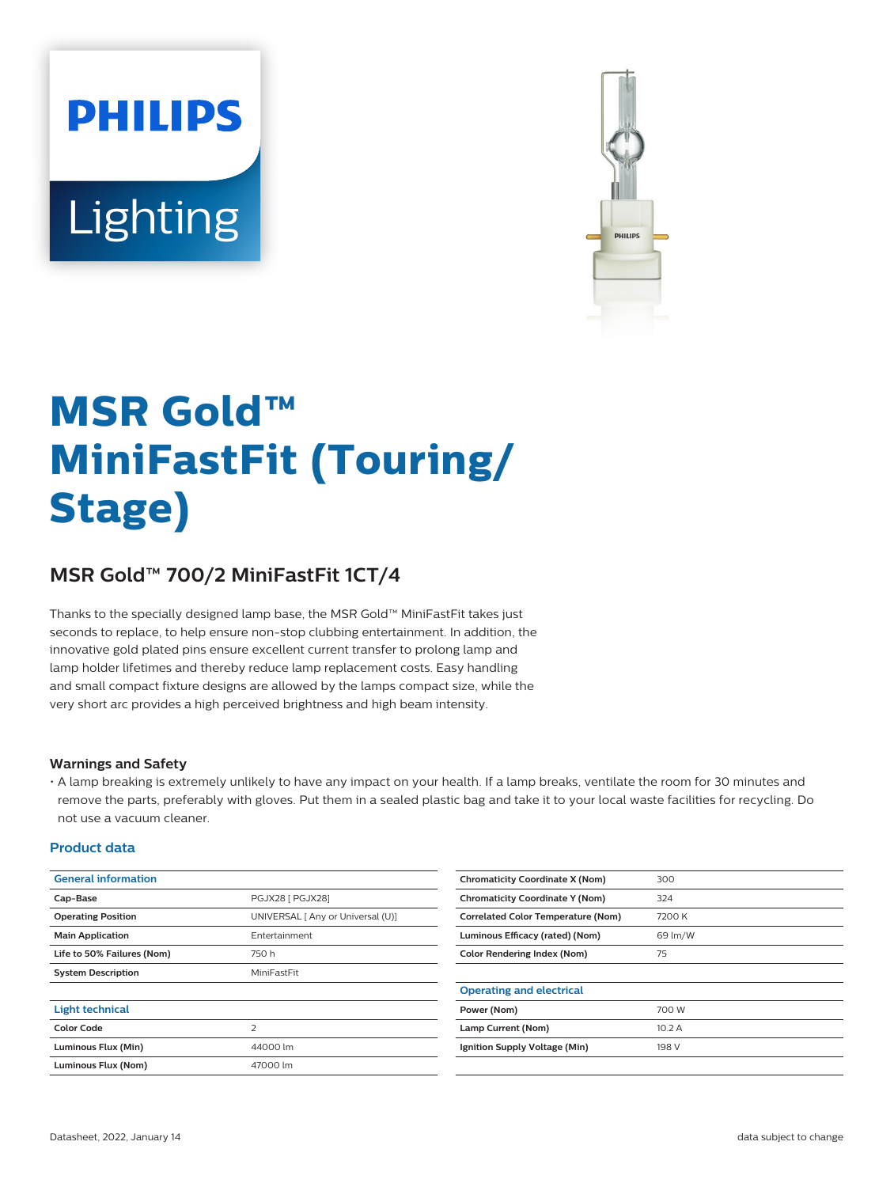PHILIPS

Lighting

# MSR Gold™ MiniFastFit (Touring/ Stage)

## MSR Gold™ 700/2 MiniFastFit 1CT/4

Thanks to the specially designed lamp base, the MSR Gold™ MiniFastFit takes just seconds to replace, to help ensure non-stop clubbing entertainment. In addition, the innovative gold plated pins ensure excellent current transfer to prolong lamp and lamp holder lifetimes and thereby reduce lamp replacement costs. Easy handling and small compact fixture designs are allowed by the lamps compact size, while the very short arc provides a high perceived brightness and high beam intensity.

### Warnings and Safety

- A lamp breaking is extremely unlikely to have any impact on your health. If a lamp breaks, ventilate the room for 30 minutes and remove the parts, preferably with gloves. Put them in a sealed plastic bag and take it to your local waste facilities for recycling. Do not use a vacuum cleaner.

### Product data

| General information | |
|---|---|
| **Cap-Base** | PGJX28 [ PGJX28] |
| **Operating Position** | UNIVERSAL [ Any or Universal (U)] |
| **Main Application** | Entertainment |
| **Life to 50% Failures (Nom)** | 750 h |
| **System Description** | MiniFastFit |

| Light technical | |
|---|---|
| **Color Code** | 2 |
| **Luminous Flux (Min)** | 44000 lm |
| **Luminous Flux (Nom)** | 47000 lm |
| **Chromaticity Coordinate X (Nom)** | 300 |
| **Chromaticity Coordinate Y (Nom)** | 324 |
| **Correlated Color Temperature (Nom)** | 7200 K |
| **Luminous Efficacy (rated) (Nom)** | 69 lm/W |
| **Color Rendering Index (Nom)** | 75 |

| Operating and electrical | |
|---|---|
| **Power (Nom)** | 700 W |
| **Lamp Current (Nom)** | 10.2 A |
| **Ignition Supply Voltage (Min)** | 198 V |

Datasheet, 2022, January 14 data subject to change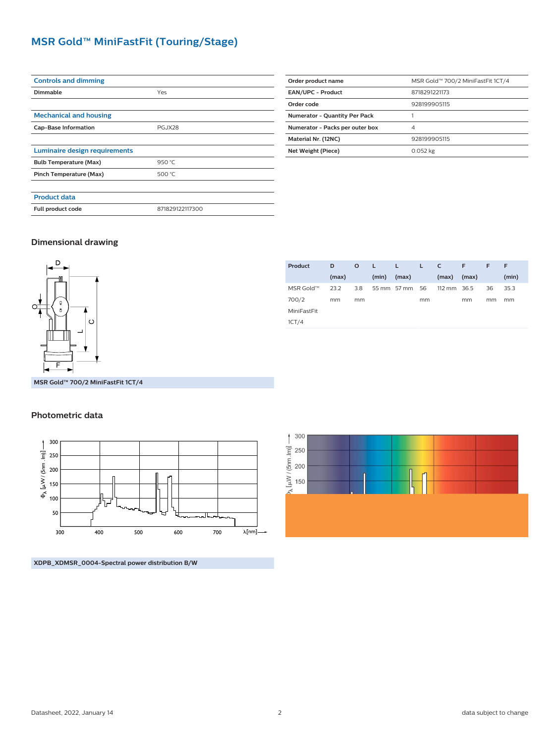# MSR Gold™ MiniFastFit (Touring/Stage)

| Controls and dimming | |
|---|---|
| Dimmable | Yes |

| Mechanical and housing | |
|---|---|
| Cap-Base Information | PGJX28 |

| Luminaire design requirements | |
|---|---|
| Bulb Temperature (Max) | 950 °C |
| Pinch Temperature (Max) | 500 °C |

| Product data | |
|---|---|
| Full product code | 871829122117300 |

| | |
|---|---|
| Order product name | MSR Gold™ 700/2 MiniFastFit 1CT/4 |
| EAN/UPC - Product | 8718291221173 |
| Order code | 928199905115 |
| Numerator - Quantity Per Pack | 1 |
| Numerator - Packs per outer box | 4 |
| Material Nr. (12NC) | 928199905115 |
| Net Weight (Piece) | 0.052 kg |

## Dimensional drawing

MSR Gold™ 700/2 MiniFastFit 1CT/4

| Product | D (max) | O | L (min) | L (max) | L | C (max) | F (max) | F | F (min) |
|---|---|---|---|---|---|---|---|---|---|
| MSR Gold™ 700/2 MiniFastFit 1CT/4 | 23.2 mm | 3.8 mm | 55 mm | 57 mm | 56 mm | 112 mm | 36.5 mm | 36 mm | 35.3 mm |

## Photometric data

XDPB_XDMSR_0004-Spectral power distribution B/W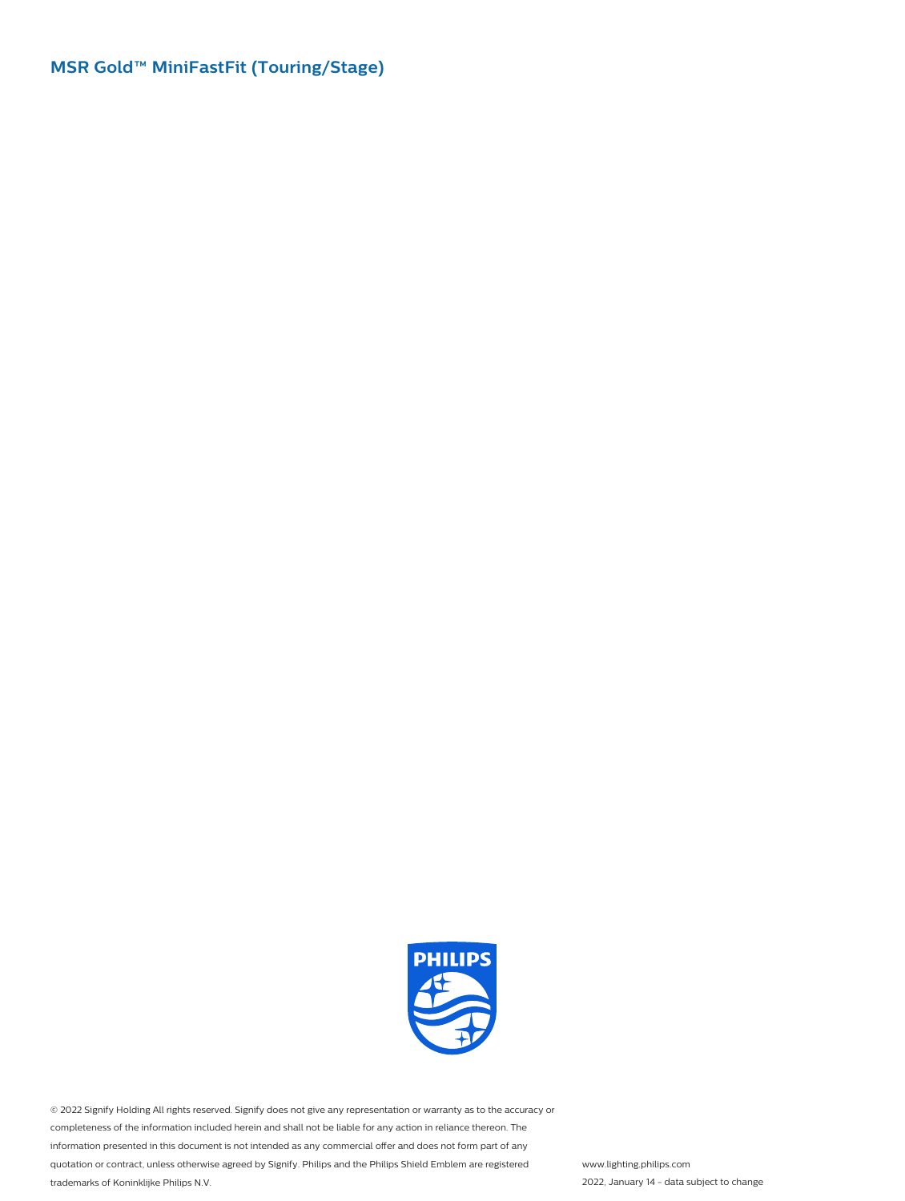© 2022 Signify Holding All rights reserved. Signify does not give any representation or warranty as to the accuracy or completeness of the information included herein and shall not be liable for any action in reliance thereon. The information presented in this document is not intended as any commercial offer and does not form part of any quotation or contract, unless otherwise agreed by Signify. Philips and the Philips Shield Emblem are registered trademarks of Koninklijke Philips N.V.

www.lighting.philips.com

2022, January 14 - data subject to change